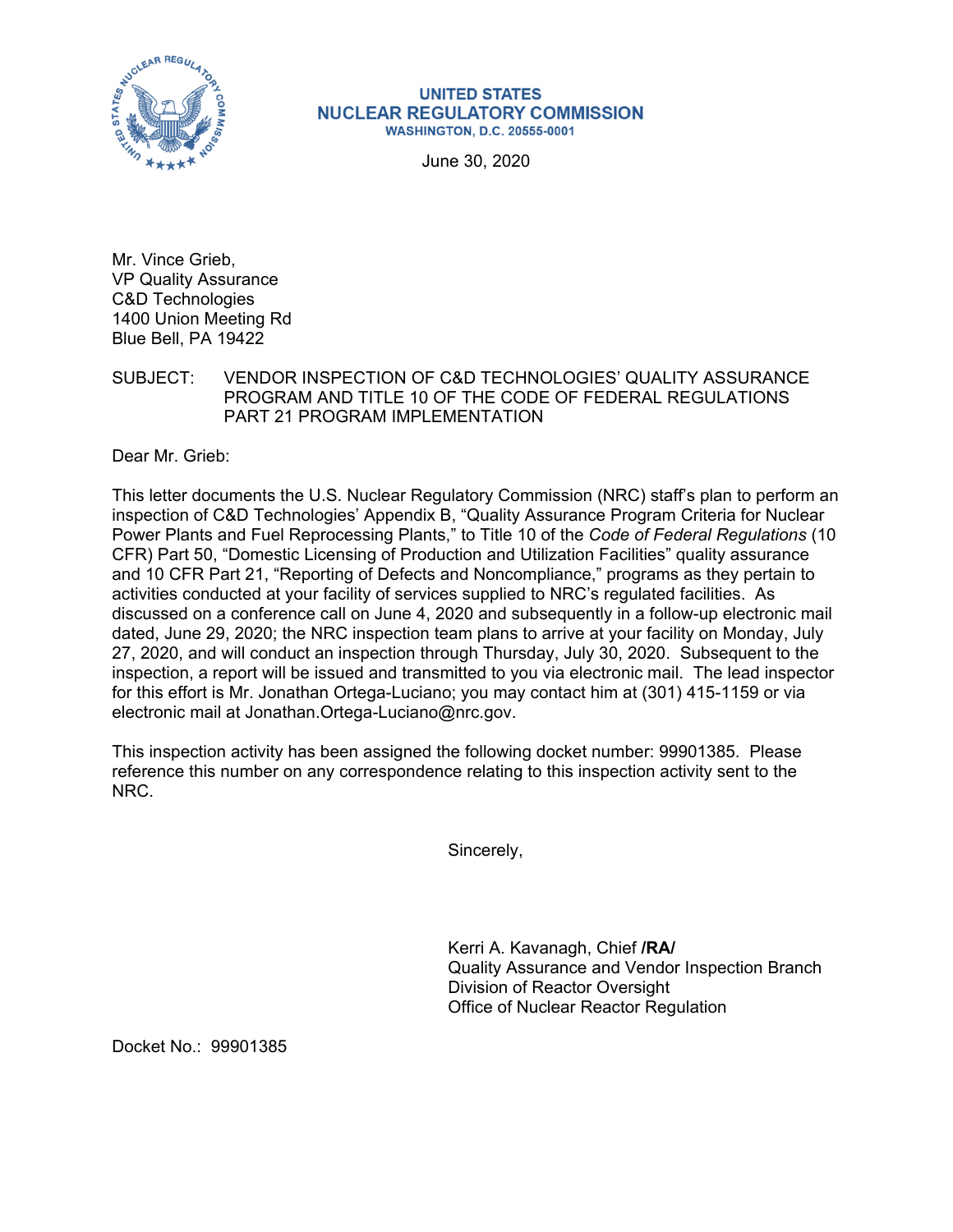**UNITED STATES**
**NUCLEAR REGULATORY COMMISSION**
**WASHINGTON, D.C. 20555-0001**

June 30, 2020

Mr. Vince Grieb,
VP Quality Assurance
C&D Technologies
1400 Union Meeting Rd
Blue Bell, PA 19422

SUBJECT: VENDOR INSPECTION OF C&D TECHNOLOGIES' QUALITY ASSURANCE PROGRAM AND TITLE 10 OF THE CODE OF FEDERAL REGULATIONS PART 21 PROGRAM IMPLEMENTATION

Dear Mr. Grieb:

This letter documents the U.S. Nuclear Regulatory Commission (NRC) staff's plan to perform an inspection of C&D Technologies' Appendix B, "Quality Assurance Program Criteria for Nuclear Power Plants and Fuel Reprocessing Plants," to Title 10 of the *Code of Federal Regulations* (10 CFR) Part 50, "Domestic Licensing of Production and Utilization Facilities" quality assurance and 10 CFR Part 21, "Reporting of Defects and Noncompliance," programs as they pertain to activities conducted at your facility of services supplied to NRC's regulated facilities. As discussed on a conference call on June 4, 2020 and subsequently in a follow-up electronic mail dated, June 29, 2020; the NRC inspection team plans to arrive at your facility on Monday, July 27, 2020, and will conduct an inspection through Thursday, July 30, 2020. Subsequent to the inspection, a report will be issued and transmitted to you via electronic mail. The lead inspector for this effort is Mr. Jonathan Ortega-Luciano; you may contact him at (301) 415-1159 or via electronic mail at Jonathan.Ortega-Luciano@nrc.gov.

This inspection activity has been assigned the following docket number: 99901385. Please reference this number on any correspondence relating to this inspection activity sent to the NRC.

Sincerely,

Kerri A. Kavanagh, Chief **/RA/**
Quality Assurance and Vendor Inspection Branch
Division of Reactor Oversight
Office of Nuclear Reactor Regulation

Docket No.: 99901385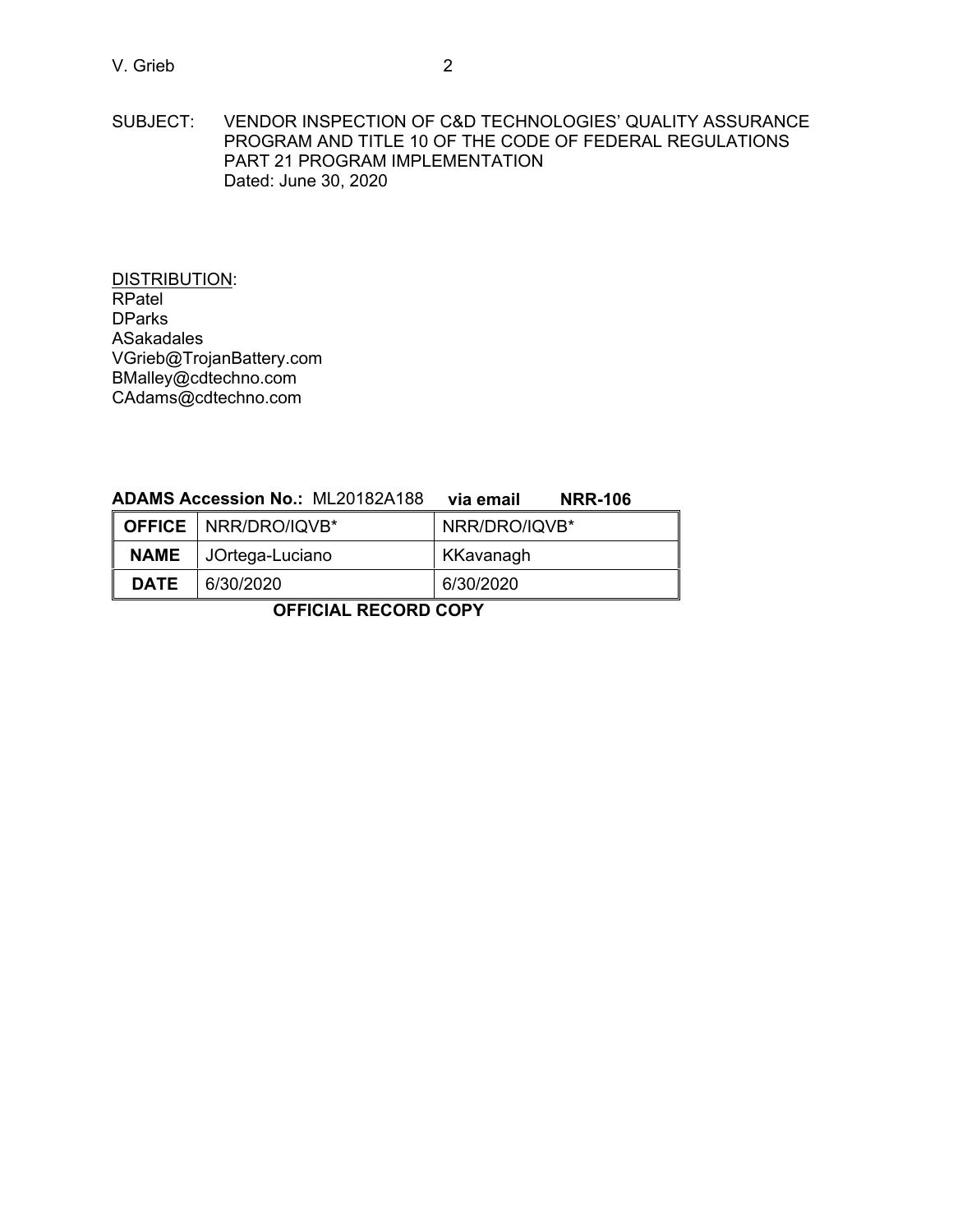SUBJECT: VENDOR INSPECTION OF C&D TECHNOLOGIES' QUALITY ASSURANCE PROGRAM AND TITLE 10 OF THE CODE OF FEDERAL REGULATIONS PART 21 PROGRAM IMPLEMENTATION
Dated: June 30, 2020

DISTRIBUTION:
RPatel
DParks
ASakadales
VGrieb@TrojanBattery.com
BMalley@cdtechno.com
CAdams@cdtechno.com

**ADAMS Accession No.:** ML20182A188 **via email** **NRR-106**

| | | |
|---|---|---|
| **OFFICE** | NRR/DRO/IQVB* | NRR/DRO/IQVB* |
| **NAME** | JOrtega-Luciano | KKavanagh |
| **DATE** | 6/30/2020 | 6/30/2020 |

**OFFICIAL RECORD COPY**